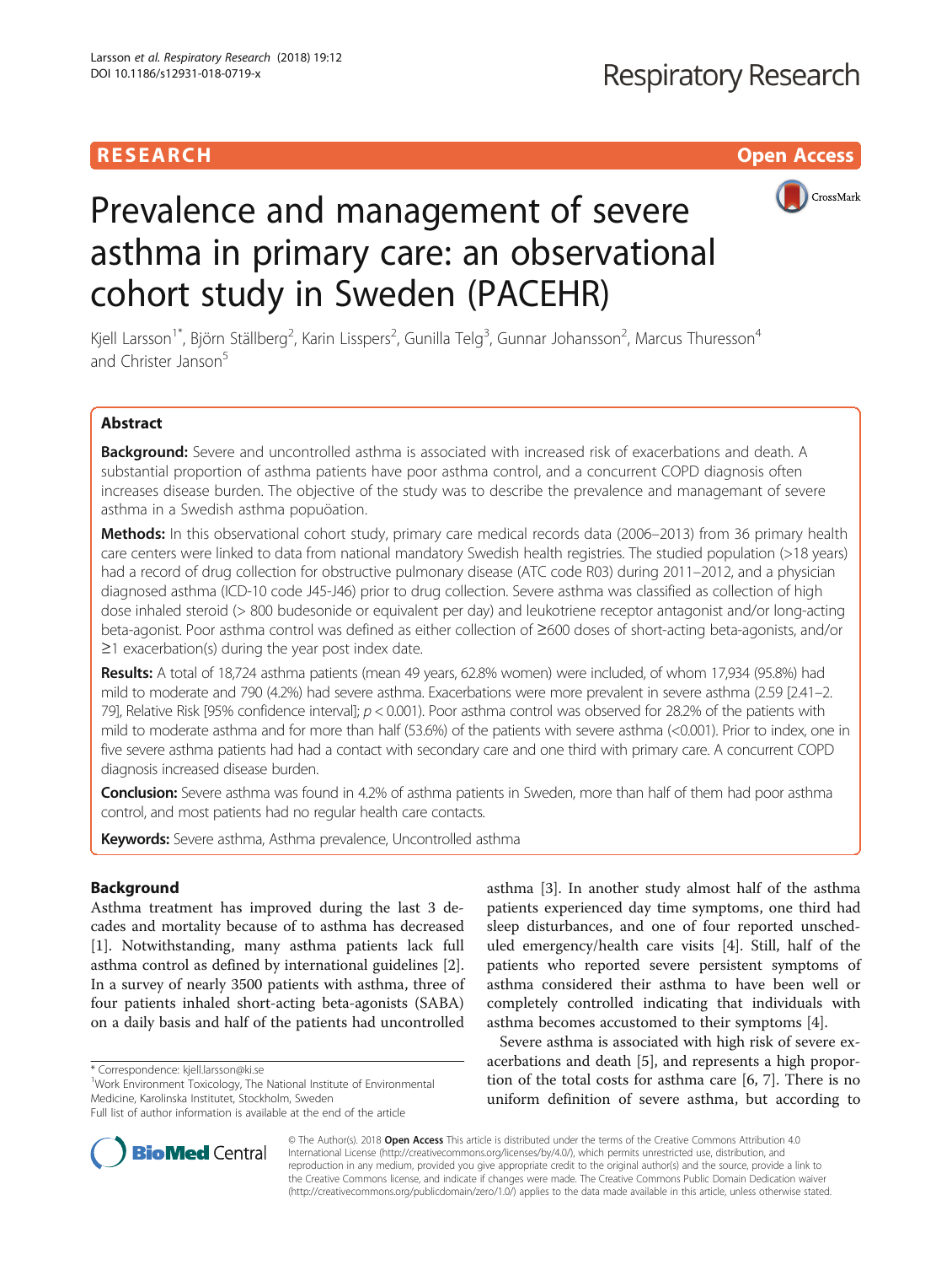RESEARCH

Open Access

# Prevalence and management of severe asthma in primary care: an observational cohort study in Sweden (PACEHR)

Kjell Larsson[1*], Björn Ställberg[2], Karin Lisspers[2], Gunilla Telg[3], Gunnar Johansson[2], Marcus Thuresson[4] and Christer Janson[5]

## Abstract

**Background:** Severe and uncontrolled asthma is associated with increased risk of exacerbations and death. A substantial proportion of asthma patients have poor asthma control, and a concurrent COPD diagnosis often increases disease burden. The objective of the study was to describe the prevalence and managemant of severe asthma in a Swedish asthma popuöation.

**Methods:** In this observational cohort study, primary care medical records data (2006–2013) from 36 primary health care centers were linked to data from national mandatory Swedish health registries. The studied population (>18 years) had a record of drug collection for obstructive pulmonary disease (ATC code R03) during 2011–2012, and a physician diagnosed asthma (ICD-10 code J45-J46) prior to drug collection. Severe asthma was classified as collection of high dose inhaled steroid (> 800 budesonide or equivalent per day) and leukotriene receptor antagonist and/or long-acting beta-agonist. Poor asthma control was defined as either collection of ≥600 doses of short-acting beta-agonists, and/or ≥1 exacerbation(s) during the year post index date.

**Results:** A total of 18,724 asthma patients (mean 49 years, 62.8% women) were included, of whom 17,934 (95.8%) had mild to moderate and 790 (4.2%) had severe asthma. Exacerbations were more prevalent in severe asthma (2.59 [2.41–2.79], Relative Risk [95% confidence interval]; $p < 0.001$). Poor asthma control was observed for 28.2% of the patients with mild to moderate asthma and for more than half (53.6%) of the patients with severe asthma (<0.001). Prior to index, one in five severe asthma patients had had a contact with secondary care and one third with primary care. A concurrent COPD diagnosis increased disease burden.

**Conclusion:** Severe asthma was found in 4.2% of asthma patients in Sweden, more than half of them had poor asthma control, and most patients had no regular health care contacts.

**Keywords:** Severe asthma, Asthma prevalence, Uncontrolled asthma

## Background

Asthma treatment has improved during the last 3 decades and mortality because of to asthma has decreased [1]. Notwithstanding, many asthma patients lack full asthma control as defined by international guidelines [2]. In a survey of nearly 3500 patients with asthma, three of four patients inhaled short-acting beta-agonists (SABA) on a daily basis and half of the patients had uncontrolled asthma [3]. In another study almost half of the asthma patients experienced day time symptoms, one third had sleep disturbances, and one of four reported unscheduled emergency/health care visits [4]. Still, half of the patients who reported severe persistent symptoms of asthma considered their asthma to have been well or completely controlled indicating that individuals with asthma becomes accustomed to their symptoms [4].

Severe asthma is associated with high risk of severe exacerbations and death [5], and represents a high proportion of the total costs for asthma care [6, 7]. There is no uniform definition of severe asthma, but according to

* Correspondence: kjell.larsson@ki.se
[1]Work Environment Toxicology, The National Institute of Environmental Medicine, Karolinska Institutet, Stockholm, Sweden
Full list of author information is available at the end of the article

© The Author(s). 2018 **Open Access** This article is distributed under the terms of the Creative Commons Attribution 4.0 International License (http://creativecommons.org/licenses/by/4.0/), which permits unrestricted use, distribution, and reproduction in any medium, provided you give appropriate credit to the original author(s) and the source, provide a link to the Creative Commons license, and indicate if changes were made. The Creative Commons Public Domain Dedication waiver (http://creativecommons.org/publicdomain/zero/1.0/) applies to the data made available in this article, unless otherwise stated.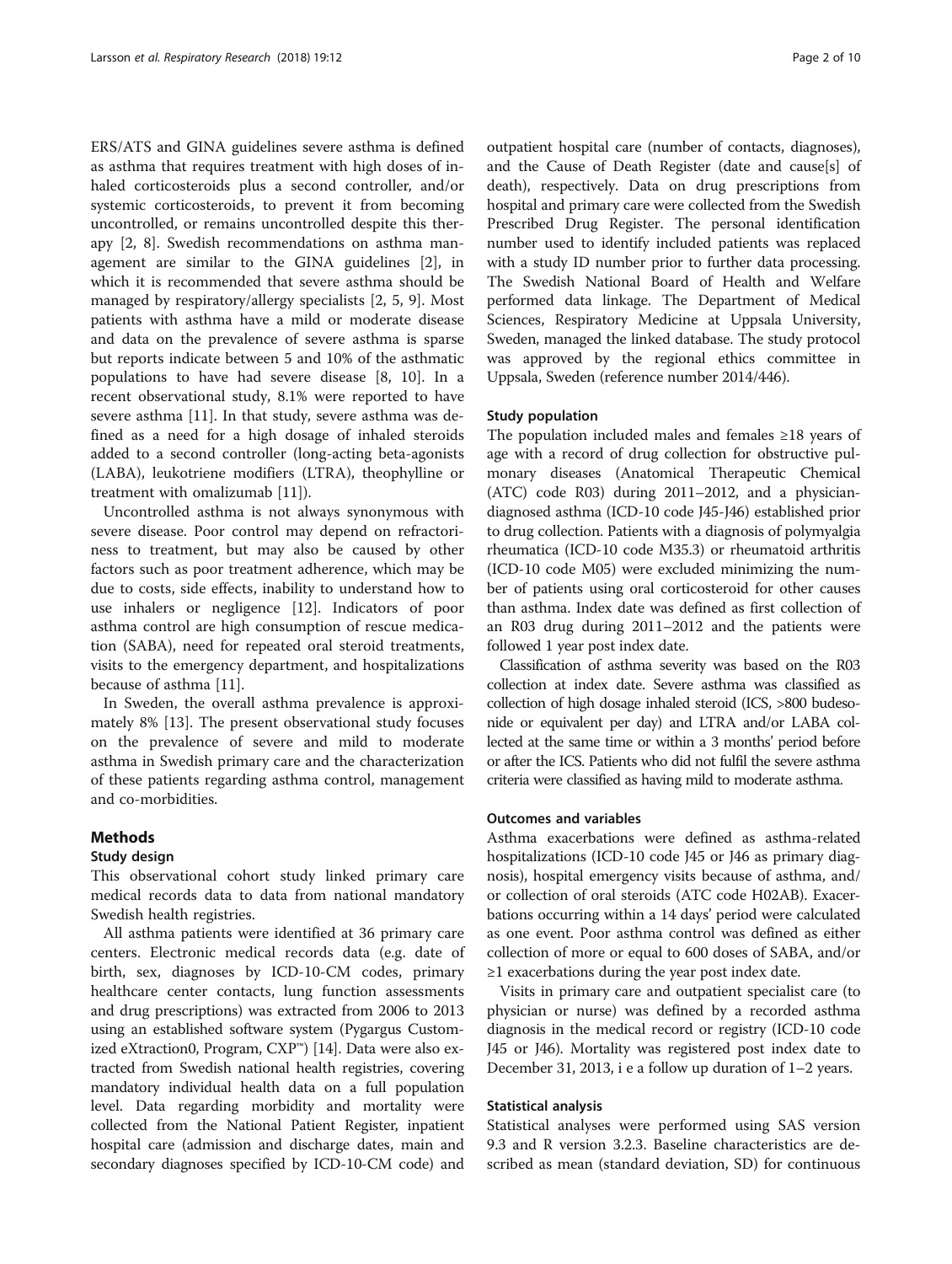ERS/ATS and GINA guidelines severe asthma is defined as asthma that requires treatment with high doses of inhaled corticosteroids plus a second controller, and/or systemic corticosteroids, to prevent it from becoming uncontrolled, or remains uncontrolled despite this therapy [2, 8]. Swedish recommendations on asthma management are similar to the GINA guidelines [2], in which it is recommended that severe asthma should be managed by respiratory/allergy specialists [2, 5, 9]. Most patients with asthma have a mild or moderate disease and data on the prevalence of severe asthma is sparse but reports indicate between 5 and 10% of the asthmatic populations to have had severe disease [8, 10]. In a recent observational study, 8.1% were reported to have severe asthma [11]. In that study, severe asthma was defined as a need for a high dosage of inhaled steroids added to a second controller (long-acting beta-agonists (LABA), leukotriene modifiers (LTRA), theophylline or treatment with omalizumab [11]).

Uncontrolled asthma is not always synonymous with severe disease. Poor control may depend on refractoriness to treatment, but may also be caused by other factors such as poor treatment adherence, which may be due to costs, side effects, inability to understand how to use inhalers or negligence [12]. Indicators of poor asthma control are high consumption of rescue medication (SABA), need for repeated oral steroid treatments, visits to the emergency department, and hospitalizations because of asthma [11].

In Sweden, the overall asthma prevalence is approximately 8% [13]. The present observational study focuses on the prevalence of severe and mild to moderate asthma in Swedish primary care and the characterization of these patients regarding asthma control, management and co-morbidities.

## Methods

### Study design

This observational cohort study linked primary care medical records data to data from national mandatory Swedish health registries.

All asthma patients were identified at 36 primary care centers. Electronic medical records data (e.g. date of birth, sex, diagnoses by ICD-10-CM codes, primary healthcare center contacts, lung function assessments and drug prescriptions) was extracted from 2006 to 2013 using an established software system (Pygargus Customized eXtraction0, Program, CXP™) [14]. Data were also extracted from Swedish national health registries, covering mandatory individual health data on a full population level. Data regarding morbidity and mortality were collected from the National Patient Register, inpatient hospital care (admission and discharge dates, main and secondary diagnoses specified by ICD-10-CM code) and outpatient hospital care (number of contacts, diagnoses), and the Cause of Death Register (date and cause[s] of death), respectively. Data on drug prescriptions from hospital and primary care were collected from the Swedish Prescribed Drug Register. The personal identification number used to identify included patients was replaced with a study ID number prior to further data processing. The Swedish National Board of Health and Welfare performed data linkage. The Department of Medical Sciences, Respiratory Medicine at Uppsala University, Sweden, managed the linked database. The study protocol was approved by the regional ethics committee in Uppsala, Sweden (reference number 2014/446).

### Study population

The population included males and females ≥18 years of age with a record of drug collection for obstructive pulmonary diseases (Anatomical Therapeutic Chemical (ATC) code R03) during 2011–2012, and a physician-diagnosed asthma (ICD-10 code J45-J46) established prior to drug collection. Patients with a diagnosis of polymyalgia rheumatica (ICD-10 code M35.3) or rheumatoid arthritis (ICD-10 code M05) were excluded minimizing the number of patients using oral corticosteroid for other causes than asthma. Index date was defined as first collection of an R03 drug during 2011–2012 and the patients were followed 1 year post index date.

Classification of asthma severity was based on the R03 collection at index date. Severe asthma was classified as collection of high dosage inhaled steroid (ICS, >800 budesonide or equivalent per day) and LTRA and/or LABA collected at the same time or within a 3 months' period before or after the ICS. Patients who did not fulfil the severe asthma criteria were classified as having mild to moderate asthma.

### Outcomes and variables

Asthma exacerbations were defined as asthma-related hospitalizations (ICD-10 code J45 or J46 as primary diagnosis), hospital emergency visits because of asthma, and/or collection of oral steroids (ATC code H02AB). Exacerbations occurring within a 14 days' period were calculated as one event. Poor asthma control was defined as either collection of more or equal to 600 doses of SABA, and/or ≥1 exacerbations during the year post index date.

Visits in primary care and outpatient specialist care (to physician or nurse) was defined by a recorded asthma diagnosis in the medical record or registry (ICD-10 code J45 or J46). Mortality was registered post index date to December 31, 2013, i e a follow up duration of 1–2 years.

### Statistical analysis

Statistical analyses were performed using SAS version 9.3 and R version 3.2.3. Baseline characteristics are described as mean (standard deviation, SD) for continuous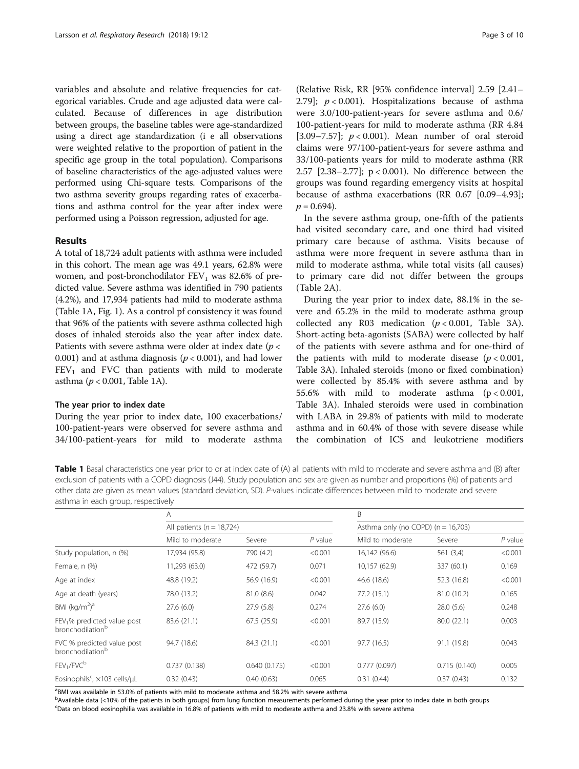variables and absolute and relative frequencies for categorical variables. Crude and age adjusted data were calculated. Because of differences in age distribution between groups, the baseline tables were age-standardized using a direct age standardization (i e all observations were weighted relative to the proportion of patient in the specific age group in the total population). Comparisons of baseline characteristics of the age-adjusted values were performed using Chi-square tests. Comparisons of the two asthma severity groups regarding rates of exacerbations and asthma control for the year after index were performed using a Poisson regression, adjusted for age.

## Results

A total of 18,724 adult patients with asthma were included in this cohort. The mean age was 49.1 years, 62.8% were women, and post-bronchodilator $FEV_1$ was 82.6% of predicted value. Severe asthma was identified in 790 patients (4.2%), and 17,934 patients had mild to moderate asthma (Table 1A, Fig. 1). As a control pf consistency it was found that 96% of the patients with severe asthma collected high doses of inhaled steroids also the year after index date. Patients with severe asthma were older at index date ($p < 0.001$) and at asthma diagnosis ($p < 0.001$), and had lower $FEV_1$ and FVC than patients with mild to moderate asthma ($p < 0.001$, Table 1A).

### The year prior to index date

During the year prior to index date, 100 exacerbations/100-patient-years were observed for severe asthma and 34/100-patient-years for mild to moderate asthma (Relative Risk, RR [95% confidence interval] 2.59 [2.41–2.79]; $p < 0.001$). Hospitalizations because of asthma were 3.0/100-patient-years for severe asthma and 0.6/100-patient-years for mild to moderate asthma (RR 4.84 [3.09–7.57]; $p < 0.001$). Mean number of oral steroid claims were 97/100-patient-years for severe asthma and 33/100-patients years for mild to moderate asthma (RR 2.57 [2.38–2.77]; $p < 0.001$). No difference between the groups was found regarding emergency visits at hospital because of asthma exacerbations (RR 0.67 [0.09–4.93]; $p = 0.694$).

In the severe asthma group, one-fifth of the patients had visited secondary care, and one third had visited primary care because of asthma. Visits because of asthma were more frequent in severe asthma than in mild to moderate asthma, while total visits (all causes) to primary care did not differ between the groups (Table 2A).

During the year prior to index date, 88.1% in the severe and 65.2% in the mild to moderate asthma group collected any R03 medication ($p < 0.001$, Table 3A). Short-acting beta-agonists (SABA) were collected by half of the patients with severe asthma and for one-third of the patients with mild to moderate disease ($p < 0.001$, Table 3A). Inhaled steroids (mono or fixed combination) were collected by 85.4% with severe asthma and by 55.6% with mild to moderate asthma ($p < 0.001$, Table 3A). Inhaled steroids were used in combination with LABA in 29.8% of patients with mild to moderate asthma and in 60.4% of those with severe disease while the combination of ICS and leukotriene modifiers

**Table 1** Basal characteristics one year prior to or at index date of (A) all patients with mild to moderate and severe asthma and (B) after exclusion of patients with a COPD diagnosis (J44). Study population and sex are given as number and proportions (%) of patients and other data are given as mean values (standard deviation, SD). P-values indicate differences between mild to moderate and severe asthma in each group, respectively

| | A | | | B | | |
|---|---|---|---|---|---|---|
| | All patients ($n = 18,724$) | | | Asthma only (no COPD) ($n = 16,703$) | | |
| | Mild to moderate | Severe | *P* value | Mild to moderate | Severe | *P* value |
| Study population, n (%) | 17,934 (95.8) | 790 (4.2) | <0.001 | 16,142 (96.6) | 561 (3,4) | <0.001 |
| Female, n (%) | 11,293 (63.0) | 472 (59.7) | 0.071 | 10,157 (62.9) | 337 (60.1) | 0.169 |
| Age at index | 48.8 (19.2) | 56.9 (16.9) | <0.001 | 46.6 (18.6) | 52.3 (16.8) | <0.001 |
| Age at death (years) | 78.0 (13.2) | 81.0 (8.6) | 0.042 | 77.2 (15.1) | 81.0 (10.2) | 0.165 |
| BMI (kg/m$^2$)[a] | 27.6 (6.0) | 27.9 (5.8) | 0.274 | 27.6 (6.0) | 28.0 (5.6) | 0.248 |
| $FEV_1$% predicted value post bronchodilation[b] | 83.6 (21.1) | 67.5 (25.9) | <0.001 | 89.7 (15.9) | 80.0 (22.1) | 0.003 |
| FVC % predicted value post bronchodilation[b] | 94.7 (18.6) | 84.3 (21.1) | <0.001 | 97.7 (16.5) | 91.1 (19.8) | 0.043 |
| $FEV_1$/FVC[b] | 0.737 (0.138) | 0.640 (0.175) | <0.001 | 0.777 (0.097) | 0.715 (0.140) | 0.005 |
| Eosinophils[c], ×103 cells/μL | 0.32 (0.43) | 0.40 (0.63) | 0.065 | 0.31 (0.44) | 0.37 (0.43) | 0.132 |

[a]BMI was available in 53.0% of patients with mild to moderate asthma and 58.2% with severe asthma
[b]Available data (<10% of the patients in both groups) from lung function measurements performed during the year prior to index date in both groups
[c]Data on blood eosinophilia was available in 16.8% of patients with mild to moderate asthma and 23.8% with severe asthma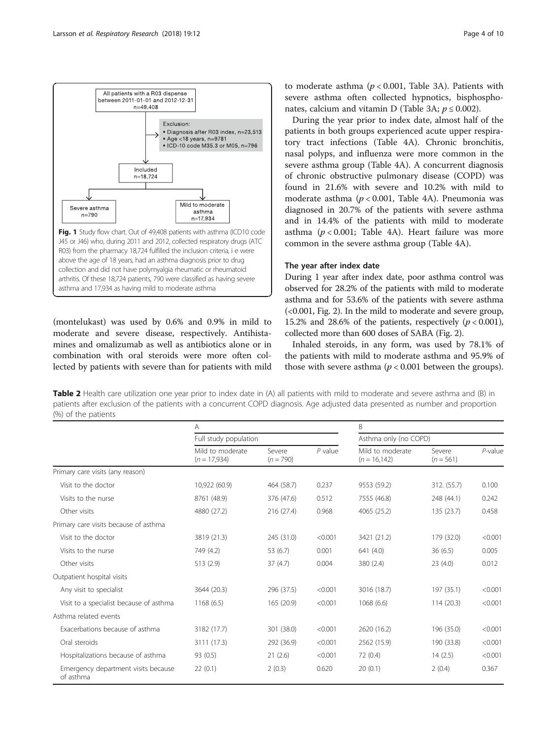All patients with a R03 dispense between 2011-01-01 and 2012-12-31
n=49,408

Exclusion:
- Diagnosis after R03 index, n=23,513
- Age <18 years, n=9781
- ICD-10 code M35.3 or M05, n=796

Included
n=18,724

Severe asthma
n=790

Mild to moderate asthma
n=17,934

**Fig. 1** Study flow chart. Out of 49,408 patients with asthma (ICD10 code J45 or J46) who, during 2011 and 2012, collected respiratory drugs (ATC R03) from the pharmacy 18,724 fulfilled the inclusion criteria, i e were above the age of 18 years, had an asthma diagnosis prior to drug collection and did not have polymyalgia rheumatic or rheumatoid arthritis. Of these 18,724 patients, 790 were classified as having severe asthma and 17,934 as having mild to moderate asthma

(montelukast) was used by 0.6% and 0.9% in mild to moderate and severe disease, respectively. Antihistamines and omalizumab as well as antibiotics alone or in combination with oral steroids were more often collected by patients with severe than for patients with mild to moderate asthma ($p < 0.001$, Table 3A). Patients with severe asthma often collected hypnotics, bisphosphonates, calcium and vitamin D (Table 3A; $p \leq 0.002$).

During the year prior to index date, almost half of the patients in both groups experienced acute upper respiratory tract infections (Table 4A). Chronic bronchitis, nasal polyps, and influenza were more common in the severe asthma group (Table 4A). A concurrent diagnosis of chronic obstructive pulmonary disease (COPD) was found in 21.6% with severe and 10.2% with mild to moderate asthma ($p < 0.001$, Table 4A). Pneumonia was diagnosed in 20.7% of the patients with severe asthma and in 14.4% of the patients with mild to moderate asthma ($p < 0.001$; Table 4A). Heart failure was more common in the severe asthma group (Table 4A).

### The year after index date

During 1 year after index date, poor asthma control was observed for 28.2% of the patients with mild to moderate asthma and for 53.6% of the patients with severe asthma (<0.001, Fig. 2). In the mild to moderate and severe group, 15.2% and 28.6% of the patients, respectively ($p < 0.001$), collected more than 600 doses of SABA (Fig. 2).

Inhaled steroids, in any form, was used by 78.1% of the patients with mild to moderate asthma and 95.9% of those with severe asthma ($p < 0.001$ between the groups).

**Table 2** Health care utilization one year prior to index date in (A) all patients with mild to moderate and severe asthma and (B) in patients after exclusion of the patients with a concurrent COPD diagnosis. Age adjusted data presented as number and proportion (%) of the patients

| | A | | | B | | |
|---|---|---|---|---|---|---|
| | Full study population | | | Asthma only (no COPD) | | |
| | Mild to moderate ($n = 17,934$) | Severe ($n = 790$) | *P* value | Mild to moderate ($n = 16,142$) | Severe ($n = 561$) | *P*-value |
| Primary care visits (any reason) | | | | | | |
| Visit to the doctor | 10,922 (60.9) | 464 (58.7) | 0.237 | 9553 (59.2) | 312. (55.7) | 0.100 |
| Visits to the nurse | 8761 (48.9) | 376 (47.6) | 0.512 | 7555 (46.8) | 248 (44.1) | 0.242 |
| Other visits | 4880 (27.2) | 216 (27.4) | 0.968 | 4065 (25.2) | 135 (23.7) | 0.458 |
| Primary care visits because of asthma | | | | | | |
| Visit to the doctor | 3819 (21.3) | 245 (31.0) | <0.001 | 3421 (21.2) | 179 (32.0) | <0.001 |
| Visits to the nurse | 749 (4.2) | 53 (6.7) | 0.001 | 641 (4.0) | 36 (6.5) | 0.005 |
| Other visits | 513 (2.9) | 37 (4.7) | 0.004 | 380 (2.4) | 23 (4.0) | 0.012 |
| Outpatient hospital visits | | | | | | |
| Any visit to specialist | 3644 (20.3) | 296 (37.5) | <0.001 | 3016 (18.7) | 197 (35.1) | <0.001 |
| Visit to a specialist because of asthma | 1168 (6.5) | 165 (20.9) | <0.001 | 1068 (6.6) | 114 (20.3) | <0.001 |
| Asthma related events | | | | | | |
| Exacerbations because of asthma | 3182 (17.7) | 301 (38.0) | <0.001 | 2620 (16.2) | 196 (35.0) | <0.001 |
| Oral steroids | 3111 (17.3) | 292 (36.9) | <0.001 | 2562 (15.9) | 190 (33.8) | <0.001 |
| Hospitalizations because of asthma | 93 (0.5) | 21 (2.6) | <0.001 | 72 (0.4) | 14 (2.5) | <0.001 |
| Emergency department visits because of asthma | 22 (0.1) | 2 (0.3) | 0.620 | 20 (0.1) | 2 (0.4) | 0.367 |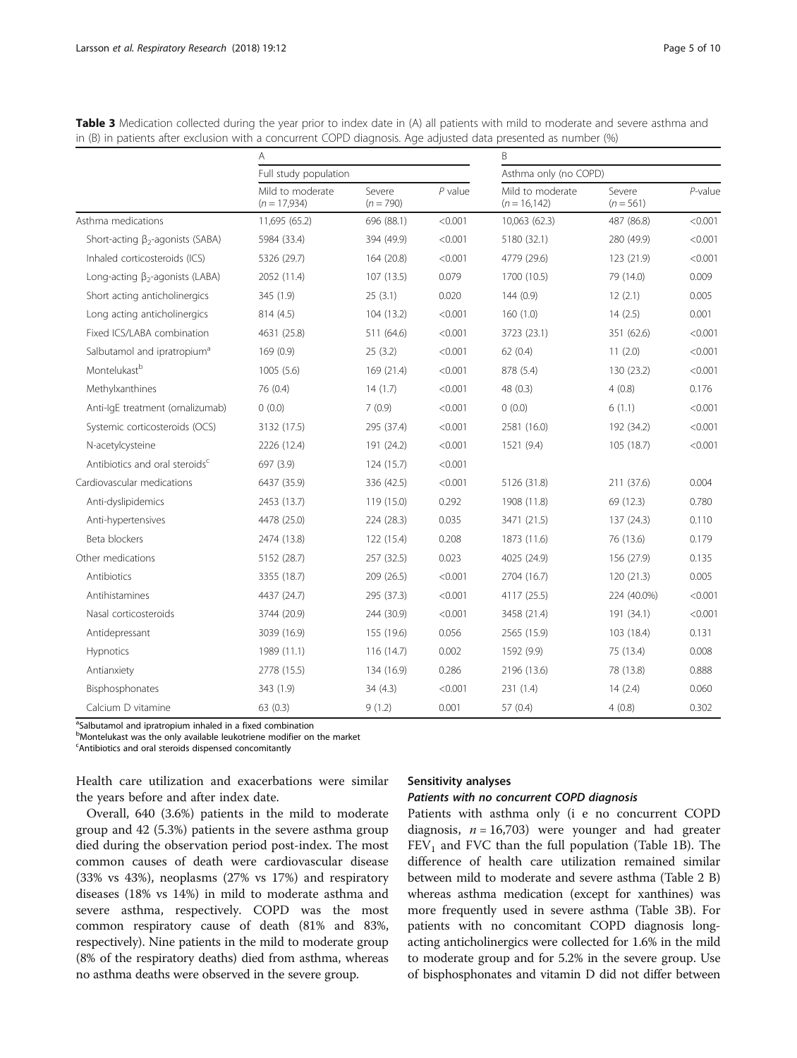**Table 3** Medication collected during the year prior to index date in (A) all patients with mild to moderate and severe asthma and in (B) in patients after exclusion with a concurrent COPD diagnosis. Age adjusted data presented as number (%)

| | A | | | B | | |
|---|---|---|---|---|---|---|
| | Full study population | | | Asthma only (no COPD) | | |
| | Mild to moderate ($n = 17,934$) | Severe ($n = 790$) | *P* value | Mild to moderate ($n = 16,142$) | Severe ($n = 561$) | *P*-value |
| Asthma medications | 11,695 (65.2) | 696 (88.1) | <0.001 | 10,063 (62.3) | 487 (86.8) | <0.001 |
| Short-acting $\beta_2$-agonists (SABA) | 5984 (33.4) | 394 (49.9) | <0.001 | 5180 (32.1) | 280 (49.9) | <0.001 |
| Inhaled corticosteroids (ICS) | 5326 (29.7) | 164 (20.8) | <0.001 | 4779 (29.6) | 123 (21.9) | <0.001 |
| Long-acting $\beta_2$-agonists (LABA) | 2052 (11.4) | 107 (13.5) | 0.079 | 1700 (10.5) | 79 (14.0) | 0.009 |
| Short acting anticholinergics | 345 (1.9) | 25 (3.1) | 0.020 | 144 (0.9) | 12 (2.1) | 0.005 |
| Long acting anticholinergics | 814 (4.5) | 104 (13.2) | <0.001 | 160 (1.0) | 14 (2.5) | 0.001 |
| Fixed ICS/LABA combination | 4631 (25.8) | 511 (64.6) | <0.001 | 3723 (23.1) | 351 (62.6) | <0.001 |
| Salbutamol and ipratropium[a] | 169 (0.9) | 25 (3.2) | <0.001 | 62 (0.4) | 11 (2.0) | <0.001 |
| Montelukast[b] | 1005 (5.6) | 169 (21.4) | <0.001 | 878 (5.4) | 130 (23.2) | <0.001 |
| Methylxanthines | 76 (0.4) | 14 (1.7) | <0.001 | 48 (0.3) | 4 (0.8) | 0.176 |
| Anti-IgE treatment (omalizumab) | 0 (0.0) | 7 (0.9) | <0.001 | 0 (0.0) | 6 (1.1) | <0.001 |
| Systemic corticosteroids (OCS) | 3132 (17.5) | 295 (37.4) | <0.001 | 2581 (16.0) | 192 (34.2) | <0.001 |
| N-acetylcysteine | 2226 (12.4) | 191 (24.2) | <0.001 | 1521 (9.4) | 105 (18.7) | <0.001 |
| Antibiotics and oral steroids[c] | 697 (3.9) | 124 (15.7) | <0.001 | | | |
| Cardiovascular medications | 6437 (35.9) | 336 (42.5) | <0.001 | 5126 (31.8) | 211 (37.6) | 0.004 |
| Anti-dyslipidemics | 2453 (13.7) | 119 (15.0) | 0.292 | 1908 (11.8) | 69 (12.3) | 0.780 |
| Anti-hypertensives | 4478 (25.0) | 224 (28.3) | 0.035 | 3471 (21.5) | 137 (24.3) | 0.110 |
| Beta blockers | 2474 (13.8) | 122 (15.4) | 0.208 | 1873 (11.6) | 76 (13.6) | 0.179 |
| Other medications | 5152 (28.7) | 257 (32.5) | 0.023 | 4025 (24.9) | 156 (27.9) | 0.135 |
| Antibiotics | 3355 (18.7) | 209 (26.5) | <0.001 | 2704 (16.7) | 120 (21.3) | 0.005 |
| Antihistamines | 4437 (24.7) | 295 (37.3) | <0.001 | 4117 (25.5) | 224 (40.0%) | <0.001 |
| Nasal corticosteroids | 3744 (20.9) | 244 (30.9) | <0.001 | 3458 (21.4) | 191 (34.1) | <0.001 |
| Antidepressant | 3039 (16.9) | 155 (19.6) | 0.056 | 2565 (15.9) | 103 (18.4) | 0.131 |
| Hypnotics | 1989 (11.1) | 116 (14.7) | 0.002 | 1592 (9.9) | 75 (13.4) | 0.008 |
| Antianxiety | 2778 (15.5) | 134 (16.9) | 0.286 | 2196 (13.6) | 78 (13.8) | 0.888 |
| Bisphosphonates | 343 (1.9) | 34 (4.3) | <0.001 | 231 (1.4) | 14 (2.4) | 0.060 |
| Calcium D vitamine | 63 (0.3) | 9 (1.2) | 0.001 | 57 (0.4) | 4 (0.8) | 0.302 |

[a]Salbutamol and ipratropium inhaled in a fixed combination
[b]Montelukast was the only available leukotriene modifier on the market
[c]Antibiotics and oral steroids dispensed concomitantly

Health care utilization and exacerbations were similar the years before and after index date.

Overall, 640 (3.6%) patients in the mild to moderate group and 42 (5.3%) patients in the severe asthma group died during the observation period post-index. The most common causes of death were cardiovascular disease (33% vs 43%), neoplasms (27% vs 17%) and respiratory diseases (18% vs 14%) in mild to moderate asthma and severe asthma, respectively. COPD was the most common respiratory cause of death (81% and 83%, respectively). Nine patients in the mild to moderate group (8% of the respiratory deaths) died from asthma, whereas no asthma deaths were observed in the severe group.

### Sensitivity analyses

#### *Patients with no concurrent COPD diagnosis*

Patients with asthma only (i e no concurrent COPD diagnosis, $n = 16,703$) were younger and had greater $FEV_1$ and FVC than the full population (Table 1B). The difference of health care utilization remained similar between mild to moderate and severe asthma (Table 2 B) whereas asthma medication (except for xanthines) was more frequently used in severe asthma (Table 3B). For patients with no concomitant COPD diagnosis long-acting anticholinergics were collected for 1.6% in the mild to moderate group and for 5.2% in the severe group. Use of bisphosphonates and vitamin D did not differ between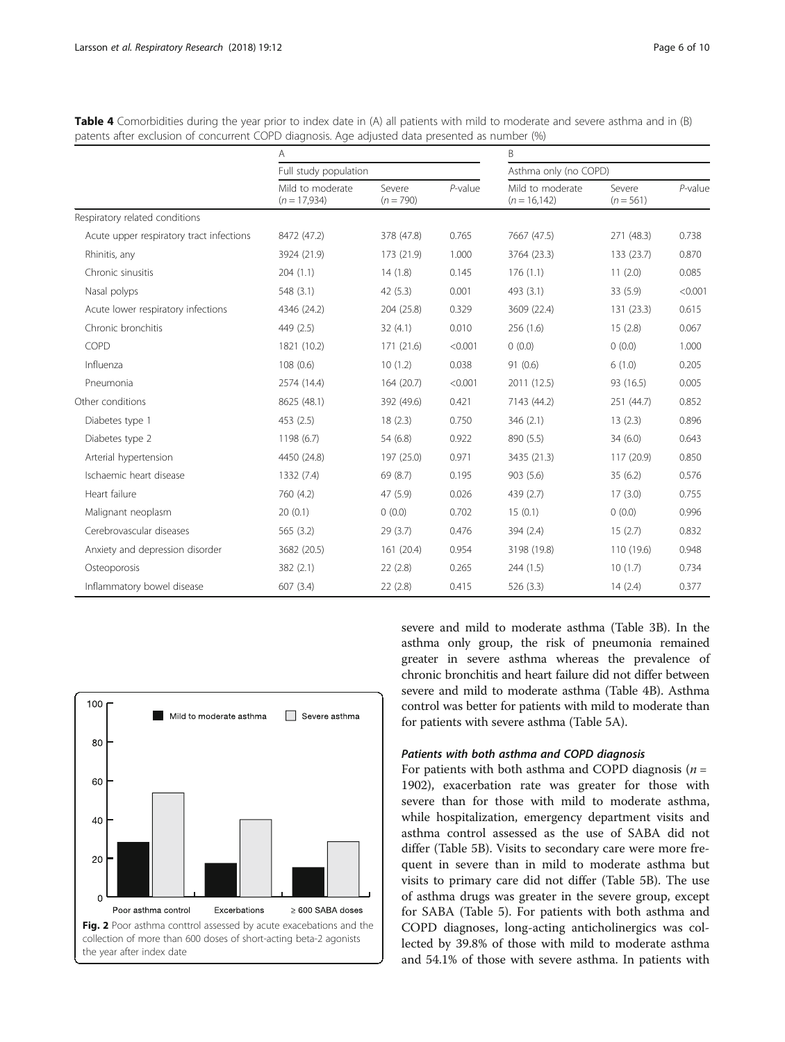**Table 4** Comorbidities during the year prior to index date in (A) all patients with mild to moderate and severe asthma and in (B) patents after exclusion of concurrent COPD diagnosis. Age adjusted data presented as number (%)

| | A | | | B | | |
|---|---|---|---|---|---|---|
| | Full study population | | | Asthma only (no COPD) | | |
| | Mild to moderate ($n = 17,934$) | Severe ($n = 790$) | *P*-value | Mild to moderate ($n = 16,142$) | Severe ($n = 561$) | *P*-value |
| Respiratory related conditions | | | | | | |
| Acute upper respiratory tract infections | 8472 (47.2) | 378 (47.8) | 0.765 | 7667 (47.5) | 271 (48.3) | 0.738 |
| Rhinitis, any | 3924 (21.9) | 173 (21.9) | 1.000 | 3764 (23.3) | 133 (23.7) | 0.870 |
| Chronic sinusitis | 204 (1.1) | 14 (1.8) | 0.145 | 176 (1.1) | 11 (2.0) | 0.085 |
| Nasal polyps | 548 (3.1) | 42 (5.3) | 0.001 | 493 (3.1) | 33 (5.9) | <0.001 |
| Acute lower respiratory infections | 4346 (24.2) | 204 (25.8) | 0.329 | 3609 (22.4) | 131 (23.3) | 0.615 |
| Chronic bronchitis | 449 (2.5) | 32 (4.1) | 0.010 | 256 (1.6) | 15 (2.8) | 0.067 |
| COPD | 1821 (10.2) | 171 (21.6) | <0.001 | 0 (0.0) | 0 (0.0) | 1.000 |
| Influenza | 108 (0.6) | 10 (1.2) | 0.038 | 91 (0.6) | 6 (1.0) | 0.205 |
| Pneumonia | 2574 (14.4) | 164 (20.7) | <0.001 | 2011 (12.5) | 93 (16.5) | 0.005 |
| Other conditions | 8625 (48.1) | 392 (49.6) | 0.421 | 7143 (44.2) | 251 (44.7) | 0.852 |
| Diabetes type 1 | 453 (2.5) | 18 (2.3) | 0.750 | 346 (2.1) | 13 (2.3) | 0.896 |
| Diabetes type 2 | 1198 (6.7) | 54 (6.8) | 0.922 | 890 (5.5) | 34 (6.0) | 0.643 |
| Arterial hypertension | 4450 (24.8) | 197 (25.0) | 0.971 | 3435 (21.3) | 117 (20.9) | 0.850 |
| Ischaemic heart disease | 1332 (7.4) | 69 (8.7) | 0.195 | 903 (5.6) | 35 (6.2) | 0.576 |
| Heart failure | 760 (4.2) | 47 (5.9) | 0.026 | 439 (2.7) | 17 (3.0) | 0.755 |
| Malignant neoplasm | 20 (0.1) | 0 (0.0) | 0.702 | 15 (0.1) | 0 (0.0) | 0.996 |
| Cerebrovascular diseases | 565 (3.2) | 29 (3.7) | 0.476 | 394 (2.4) | 15 (2.7) | 0.832 |
| Anxiety and depression disorder | 3682 (20.5) | 161 (20.4) | 0.954 | 3198 (19.8) | 110 (19.6) | 0.948 |
| Osteoporosis | 382 (2.1) | 22 (2.8) | 0.265 | 244 (1.5) | 10 (1.7) | 0.734 |
| Inflammatory bowel disease | 607 (3.4) | 22 (2.8) | 0.415 | 526 (3.3) | 14 (2.4) | 0.377 |

100
80
60
40
20
0

Mild to moderate asthma
Severe asthma

Poor asthma control
Excerbations
≥ 600 SABA doses

**Fig. 2** Poor asthma conttrol assessed by acute exacebations and the collection of more than 600 doses of short-acting beta-2 agonists the year after index date

severe and mild to moderate asthma (Table 3B). In the asthma only group, the risk of pneumonia remained greater in severe asthma whereas the prevalence of chronic bronchitis and heart failure did not differ between severe and mild to moderate asthma (Table 4B). Asthma control was better for patients with mild to moderate than for patients with severe asthma (Table 5A).

#### *Patients with both asthma and COPD diagnosis*

For patients with both asthma and COPD diagnosis ($n$ = 1902), exacerbation rate was greater for those with severe than for those with mild to moderate asthma, while hospitalization, emergency department visits and asthma control assessed as the use of SABA did not differ (Table 5B). Visits to secondary care were more frequent in severe than in mild to moderate asthma but visits to primary care did not differ (Table 5B). The use of asthma drugs was greater in the severe group, except for SABA (Table 5). For patients with both asthma and COPD diagnoses, long-acting anticholinergics was collected by 39.8% of those with mild to moderate asthma and 54.1% of those with severe asthma. In patients with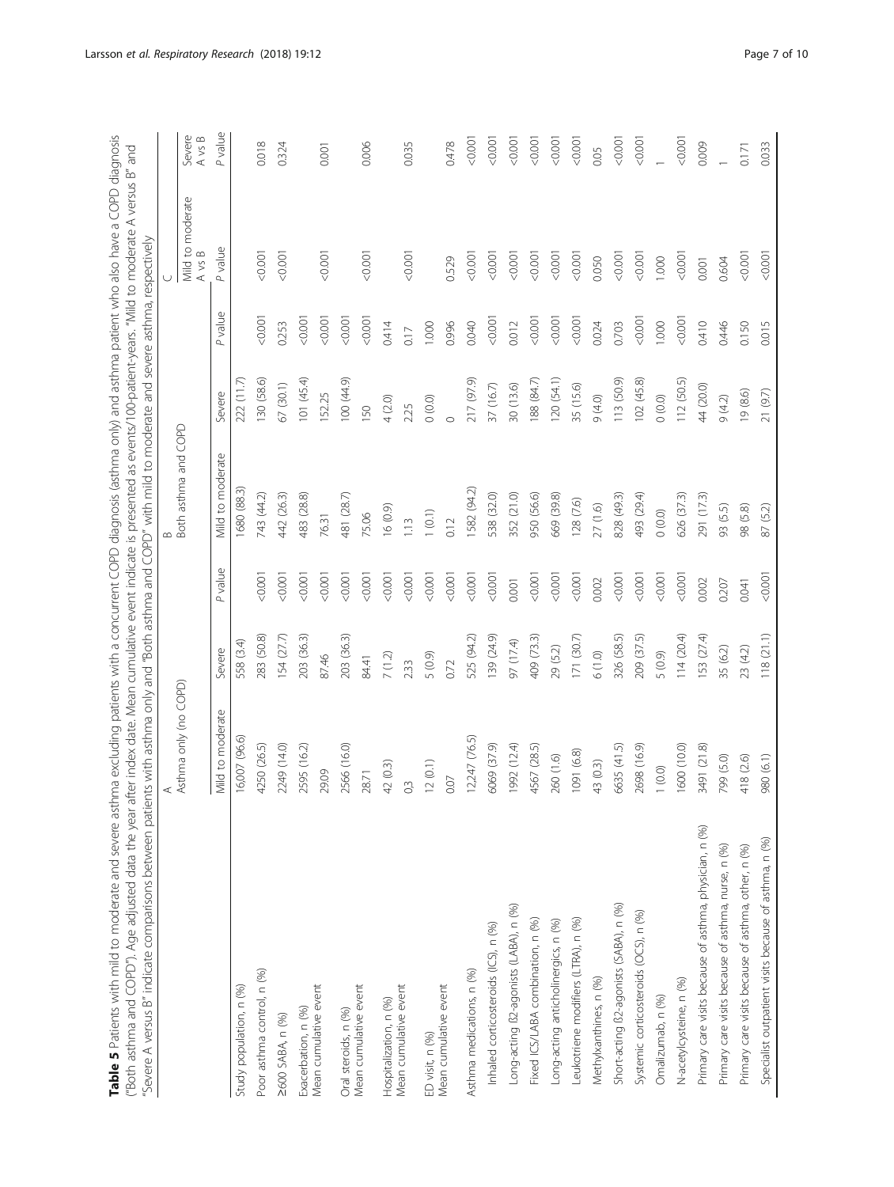**Table 5** Patients with mild to moderate and severe asthma excluding patients with a concurrent COPD diagnosis (asthma only) and asthma patient who also have a COPD diagnosis ("Both asthma and COPD"). Age adjusted data the year after index date. Mean cumulative event indicate is presented as events/100-patient-years. "Mild to moderate A versus B" and "Severe A versus B" indicate comparisons between patients with asthma only and "Both asthma and COPD" with mild to moderate and severe asthma, respectively

| | A<br>Asthma only (no COPD) | | | B<br>Both asthma and COPD | | | C | |
|---|---|---|---|---|---|---|---|---|
| | | | | | | | Mild to moderate A vs B | Severe A vs B |
| | Mild to moderate | Severe | *P* value | Mild to moderate | Severe | *P* value | *P* value | *P* value |
| Study population, n (%) | 16,007 (96.6) | 558 (3.4) | | 1680 (88.3) | 222 (11.7) | | | |
| Poor asthma control, n (%) | 4250 (26.5) | 283 (50.8) | <0.001 | 743 (44.2) | 130 (58.6) | <0.001 | <0.001 | 0.018 |
| ≥600 SABA, n (%) | 2249 (14.0) | 154 (27.7) | <0.001 | 442 (26.3) | 67 (30.1) | 0.253 | <0.001 | 0.324 |
| Exacerbation, n (%) | 2595 (16.2) | 203 (36.3) | <0.001 | 483 (28.8) | 101 (45.4) | <0.001 | | |
| Mean cumulative event | 29.09 | 87.46 | <0.001 | 76.31 | 152.25 | <0.001 | <0.001 | 0.001 |
| Oral steroids, n (%) | 2566 (16.0) | 203 (36.3) | <0.001 | 481 (28.7) | 100 (44.9) | <0.001 | | |
| Mean cumulative event | 28.71 | 84.41 | <0.001 | 75.06 | 150 | <0.001 | <0.001 | 0.006 |
| Hospitalization, n (%) | 42 (0.3) | 7 (1.2) | <0.001 | 16 (0.9) | 4 (2.0) | 0.414 | | |
| Mean cumulative event | 0.3 | 2.33 | <0.001 | 1.13 | 2.25 | 0.17 | <0.001 | 0.035 |
| ED visit, n (%) | 12 (0.1) | 5 (0.9) | <0.001 | 1 (0.1) | 0 (0.0) | 1.000 | | |
| Mean cumulative event | 0.07 | 0.72 | <0.001 | 0.12 | 0 | 0.996 | 0.529 | 0.478 |
| Asthma medications, n (%) | 12,247 (76.5) | 525 (94.2) | <0.001 | 1582 (94.2) | 217 (97.9) | 0.040 | <0.001 | <0.001 |
| Inhaled corticosteroids (ICS), n (%) | 6069 (37.9) | 139 (24.9) | <0.001 | 538 (32.0) | 37 (16.7) | <0.001 | <0.001 | <0.001 |
| Long-acting ß2-agonists (LABA), n (%) | 1992 (12.4) | 97 (17.4) | 0.001 | 352 (21.0) | 30 (13.6) | 0.012 | <0.001 | <0.001 |
| Fixed ICS/LABA combination, n (%) | 4567 (28.5) | 409 (73.3) | <0.001 | 950 (56.6) | 188 (84.7) | <0.001 | <0.001 | <0.001 |
| Long-acting anticholinergics, n (%) | 260 (1.6) | 29 (5.2) | <0.001 | 669 (39.8) | 120 (54.1) | <0.001 | <0.001 | <0.001 |
| Leukotriene modifiers (LTRA), n (%) | 1091 (6.8) | 171 (30.7) | <0.001 | 128 (7.6) | 35 (15.6) | <0.001 | <0.001 | <0.001 |
| Methylxanthines, n (%) | 43 (0.3) | 6 (1.0) | 0.002 | 27 (1.6) | 9 (4.0) | 0.024 | 0.050 | 0.05 |
| Short-acting ß2-agonists (SABA), n (%) | 6635 (41.5) | 326 (58.5) | <0.001 | 828 (49.3) | 113 (50.9) | 0.703 | <0.001 | <0.001 |
| Systemic corticosteroids (OCS), n (%) | 2698 (16.9) | 209 (37.5) | <0.001 | 493 (29.4) | 102 (45.8) | <0.001 | <0.001 | <0.001 |
| Omalizumab, n (%) | 1 (0.0) | 5 (0.9) | <0.001 | 0 (0.0) | 0 (0.0) | 1.000 | 1.000 | 1 |
| N-acetylcysteine, n (%) | 1600 (10.0) | 114 (20.4) | <0.001 | 626 (37.3) | 112 (50.5) | <0.001 | <0.001 | <0.001 |
| Primary care visits because of asthma, physician, n (%) | 3491 (21.8) | 153 (27.4) | 0.002 | 291 (17.3) | 44 (20.0) | 0.410 | 0.001 | 0.009 |
| Primary care visits because of asthma, nurse, n (%) | 799 (5.0) | 35 (6.2) | 0.207 | 93 (5.5) | 9 (4.2) | 0.446 | 0.604 | 1 |
| Primary care visits because of asthma, other, n (%) | 418 (2.6) | 23 (4.2) | 0.041 | 98 (5.8) | 19 (8.6) | 0.150 | <0.001 | 0.171 |
| Specialist outpatient visits because of asthma, n (%) | 980 (6.1) | 118 (21.1) | <0.001 | 87 (5.2) | 21 (9.7) | 0.015 | <0.001 | 0.033 |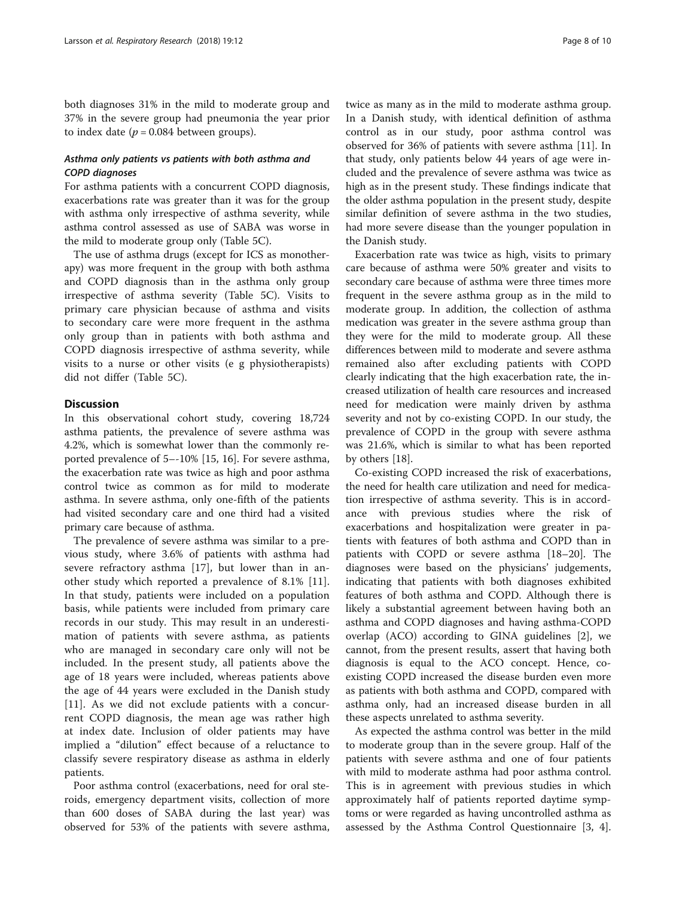both diagnoses 31% in the mild to moderate group and 37% in the severe group had pneumonia the year prior to index date ($p = 0.084$ between groups).

#### *Asthma only patients vs patients with both asthma and COPD diagnoses*

For asthma patients with a concurrent COPD diagnosis, exacerbations rate was greater than it was for the group with asthma only irrespective of asthma severity, while asthma control assessed as use of SABA was worse in the mild to moderate group only (Table 5C).

The use of asthma drugs (except for ICS as monotherapy) was more frequent in the group with both asthma and COPD diagnosis than in the asthma only group irrespective of asthma severity (Table 5C). Visits to primary care physician because of asthma and visits to secondary care were more frequent in the asthma only group than in patients with both asthma and COPD diagnosis irrespective of asthma severity, while visits to a nurse or other visits (e g physiotherapists) did not differ (Table 5C).

## Discussion

In this observational cohort study, covering 18,724 asthma patients, the prevalence of severe asthma was 4.2%, which is somewhat lower than the commonly reported prevalence of 5–-10% [15, 16]. For severe asthma, the exacerbation rate was twice as high and poor asthma control twice as common as for mild to moderate asthma. In severe asthma, only one-fifth of the patients had visited secondary care and one third had a visited primary care because of asthma.

The prevalence of severe asthma was similar to a previous study, where 3.6% of patients with asthma had severe refractory asthma [17], but lower than in another study which reported a prevalence of 8.1% [11]. In that study, patients were included on a population basis, while patients were included from primary care records in our study. This may result in an underestimation of patients with severe asthma, as patients who are managed in secondary care only will not be included. In the present study, all patients above the age of 18 years were included, whereas patients above the age of 44 years were excluded in the Danish study [11]. As we did not exclude patients with a concurrent COPD diagnosis, the mean age was rather high at index date. Inclusion of older patients may have implied a "dilution" effect because of a reluctance to classify severe respiratory disease as asthma in elderly patients.

Poor asthma control (exacerbations, need for oral steroids, emergency department visits, collection of more than 600 doses of SABA during the last year) was observed for 53% of the patients with severe asthma, twice as many as in the mild to moderate asthma group. In a Danish study, with identical definition of asthma control as in our study, poor asthma control was observed for 36% of patients with severe asthma [11]. In that study, only patients below 44 years of age were included and the prevalence of severe asthma was twice as high as in the present study. These findings indicate that the older asthma population in the present study, despite similar definition of severe asthma in the two studies, had more severe disease than the younger population in the Danish study.

Exacerbation rate was twice as high, visits to primary care because of asthma were 50% greater and visits to secondary care because of asthma were three times more frequent in the severe asthma group as in the mild to moderate group. In addition, the collection of asthma medication was greater in the severe asthma group than they were for the mild to moderate group. All these differences between mild to moderate and severe asthma remained also after excluding patients with COPD clearly indicating that the high exacerbation rate, the increased utilization of health care resources and increased need for medication were mainly driven by asthma severity and not by co-existing COPD. In our study, the prevalence of COPD in the group with severe asthma was 21.6%, which is similar to what has been reported by others [18].

Co-existing COPD increased the risk of exacerbations, the need for health care utilization and need for medication irrespective of asthma severity. This is in accordance with previous studies where the risk of exacerbations and hospitalization were greater in patients with features of both asthma and COPD than in patients with COPD or severe asthma [18–20]. The diagnoses were based on the physicians' judgements, indicating that patients with both diagnoses exhibited features of both asthma and COPD. Although there is likely a substantial agreement between having both an asthma and COPD diagnoses and having asthma-COPD overlap (ACO) according to GINA guidelines [2], we cannot, from the present results, assert that having both diagnosis is equal to the ACO concept. Hence, co-existing COPD increased the disease burden even more as patients with both asthma and COPD, compared with asthma only, had an increased disease burden in all these aspects unrelated to asthma severity.

As expected the asthma control was better in the mild to moderate group than in the severe group. Half of the patients with severe asthma and one of four patients with mild to moderate asthma had poor asthma control. This is in agreement with previous studies in which approximately half of patients reported daytime symptoms or were regarded as having uncontrolled asthma as assessed by the Asthma Control Questionnaire [3, 4].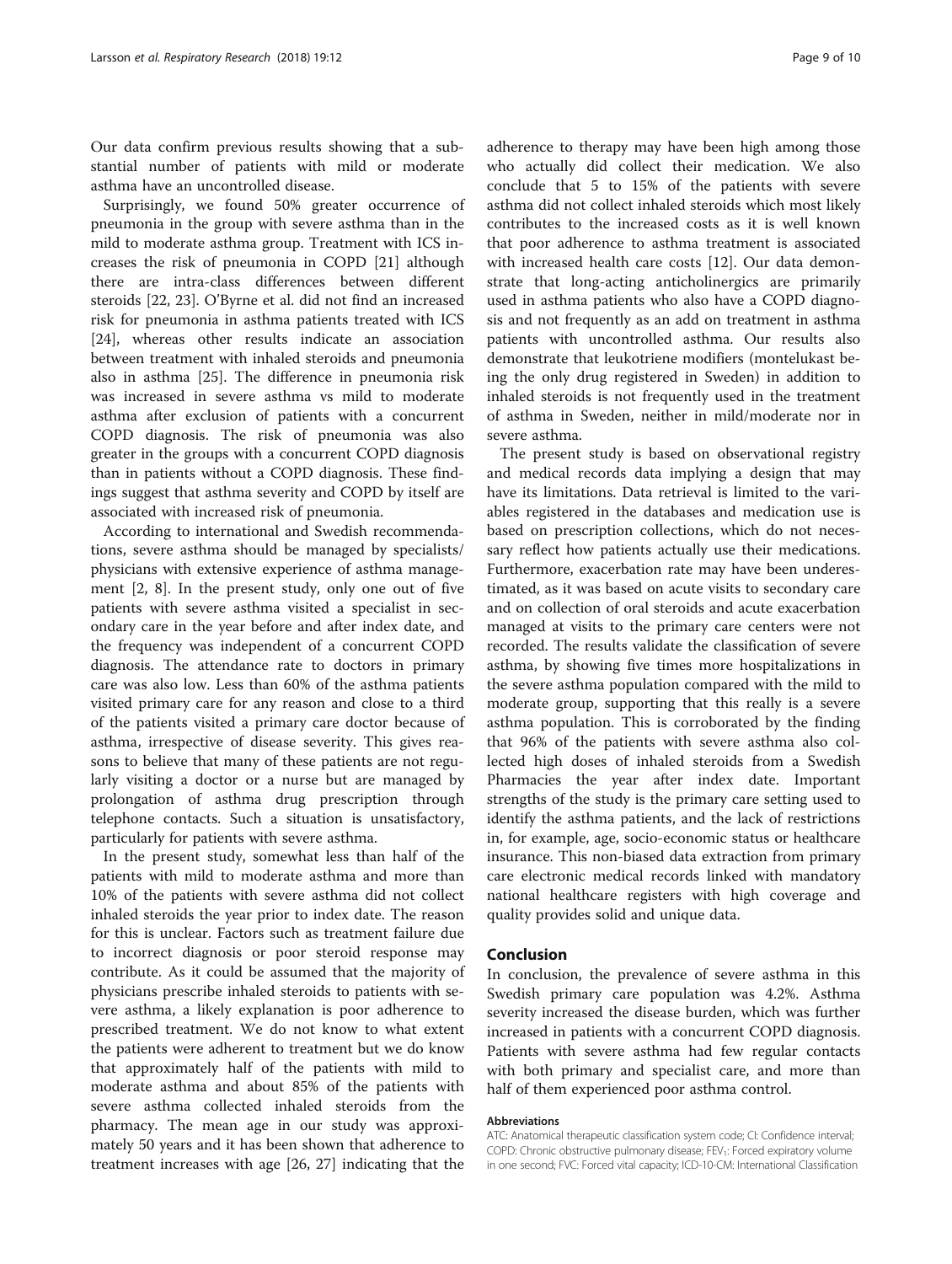Our data confirm previous results showing that a substantial number of patients with mild or moderate asthma have an uncontrolled disease.

Surprisingly, we found 50% greater occurrence of pneumonia in the group with severe asthma than in the mild to moderate asthma group. Treatment with ICS increases the risk of pneumonia in COPD [21] although there are intra-class differences between different steroids [22, 23]. O'Byrne et al. did not find an increased risk for pneumonia in asthma patients treated with ICS [24], whereas other results indicate an association between treatment with inhaled steroids and pneumonia also in asthma [25]. The difference in pneumonia risk was increased in severe asthma vs mild to moderate asthma after exclusion of patients with a concurrent COPD diagnosis. The risk of pneumonia was also greater in the groups with a concurrent COPD diagnosis than in patients without a COPD diagnosis. These findings suggest that asthma severity and COPD by itself are associated with increased risk of pneumonia.

According to international and Swedish recommendations, severe asthma should be managed by specialists/physicians with extensive experience of asthma management [2, 8]. In the present study, only one out of five patients with severe asthma visited a specialist in secondary care in the year before and after index date, and the frequency was independent of a concurrent COPD diagnosis. The attendance rate to doctors in primary care was also low. Less than 60% of the asthma patients visited primary care for any reason and close to a third of the patients visited a primary care doctor because of asthma, irrespective of disease severity. This gives reasons to believe that many of these patients are not regularly visiting a doctor or a nurse but are managed by prolongation of asthma drug prescription through telephone contacts. Such a situation is unsatisfactory, particularly for patients with severe asthma.

In the present study, somewhat less than half of the patients with mild to moderate asthma and more than 10% of the patients with severe asthma did not collect inhaled steroids the year prior to index date. The reason for this is unclear. Factors such as treatment failure due to incorrect diagnosis or poor steroid response may contribute. As it could be assumed that the majority of physicians prescribe inhaled steroids to patients with severe asthma, a likely explanation is poor adherence to prescribed treatment. We do not know to what extent the patients were adherent to treatment but we do know that approximately half of the patients with mild to moderate asthma and about 85% of the patients with severe asthma collected inhaled steroids from the pharmacy. The mean age in our study was approximately 50 years and it has been shown that adherence to treatment increases with age [26, 27] indicating that the adherence to therapy may have been high among those who actually did collect their medication. We also conclude that 5 to 15% of the patients with severe asthma did not collect inhaled steroids which most likely contributes to the increased costs as it is well known that poor adherence to asthma treatment is associated with increased health care costs [12]. Our data demonstrate that long-acting anticholinergics are primarily used in asthma patients who also have a COPD diagnosis and not frequently as an add on treatment in asthma patients with uncontrolled asthma. Our results also demonstrate that leukotriene modifiers (montelukast being the only drug registered in Sweden) in addition to inhaled steroids is not frequently used in the treatment of asthma in Sweden, neither in mild/moderate nor in severe asthma.

The present study is based on observational registry and medical records data implying a design that may have its limitations. Data retrieval is limited to the variables registered in the databases and medication use is based on prescription collections, which do not necessary reflect how patients actually use their medications. Furthermore, exacerbation rate may have been underestimated, as it was based on acute visits to secondary care and on collection of oral steroids and acute exacerbation managed at visits to the primary care centers were not recorded. The results validate the classification of severe asthma, by showing five times more hospitalizations in the severe asthma population compared with the mild to moderate group, supporting that this really is a severe asthma population. This is corroborated by the finding that 96% of the patients with severe asthma also collected high doses of inhaled steroids from a Swedish Pharmacies the year after index date. Important strengths of the study is the primary care setting used to identify the asthma patients, and the lack of restrictions in, for example, age, socio-economic status or healthcare insurance. This non-biased data extraction from primary care electronic medical records linked with mandatory national healthcare registers with high coverage and quality provides solid and unique data.

## Conclusion

In conclusion, the prevalence of severe asthma in this Swedish primary care population was 4.2%. Asthma severity increased the disease burden, which was further increased in patients with a concurrent COPD diagnosis. Patients with severe asthma had few regular contacts with both primary and specialist care, and more than half of them experienced poor asthma control.

#### Abbreviations

ATC: Anatomical therapeutic classification system code; CI: Confidence interval; COPD: Chronic obstructive pulmonary disease; $FEV_1$: Forced expiratory volume in one second; FVC: Forced vital capacity; ICD-10-CM: International Classification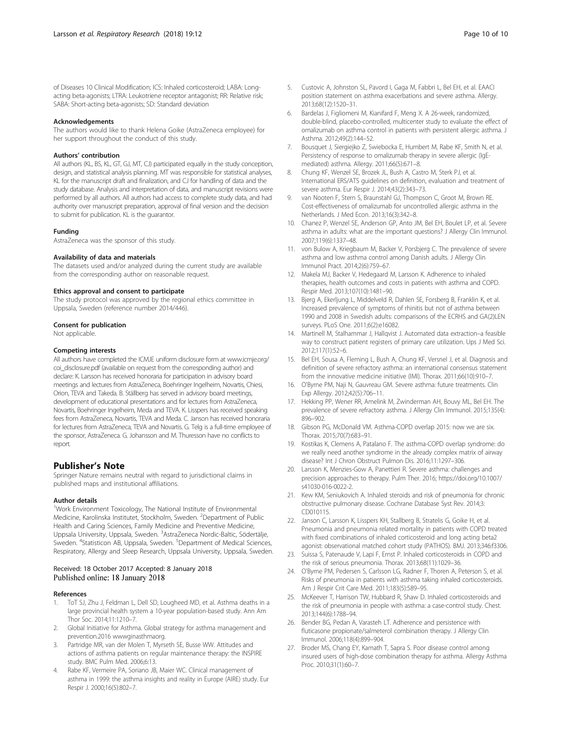of Diseases 10 Clinical Modification; ICS: Inhaled corticosteroid; LABA: Long-acting beta-agonists; LTRA: Leukotriene receptor antagonist; RR: Relative risk; SABA: Short-acting beta-agonists; SD: Standard deviation

#### Acknowledgements

The authors would like to thank Helena Goike (AstraZeneca employee) for her support throughout the conduct of this study.

#### Authors' contribution

All authors (KL, BS, KL, GT, GJ, MT, CJ) participated equally in the study conception, design, and statistical analysis planning. MT was responsible for statistical analyses, KL for the manuscript draft and finalization, and CJ for handling of data and the study database. Analysis and interpretation of data, and manuscript revisions were performed by all authors. All authors had access to complete study data, and had authority over manuscript preparation, approval of final version and the decision to submit for publication. KL is the guarantor.

#### Funding

AstraZeneca was the sponsor of this study.

#### Availability of data and materials

The datasets used and/or analyzed during the current study are available from the corresponding author on reasonable request.

#### Ethics approval and consent to participate

The study protocol was approved by the regional ethics committee in Uppsala, Sweden (reference number 2014/446).

#### Consent for publication

Not applicable.

#### Competing interests

All authors have completed the ICMJE uniform disclosure form at www.icmje.org/coi_disclosure.pdf (available on request from the corresponding author) and declare: K. Larsson has received honoraria for participation in advisory board meetings and lectures from AstraZeneca, Boehringer Ingelheim, Novartis, Chiesi, Orion, TEVA and Takeda. B. Ställberg has served in advisory board meetings, development of educational presentations and for lectures from AstraZeneca, Novartis, Boehringer Ingelheim, Meda and TEVA. K. Lisspers has received speaking fees from AstraZeneca, Novartis, TEVA and Meda. C. Janson has received honoraria for lectures from AstraZeneca, TEVA and Novartis. G. Telg is a full-time employee of the sponsor, AstraZeneca. G. Johansson and M. Thuresson have no conflicts to report.

## Publisher's Note

Springer Nature remains neutral with regard to jurisdictional claims in published maps and institutional affiliations.

#### Author details

[1]Work Environment Toxicology, The National Institute of Environmental Medicine, Karolinska Institutet, Stockholm, Sweden. [2]Department of Public Health and Caring Sciences, Family Medicine and Preventive Medicine, Uppsala University, Uppsala, Sweden. [3]AstraZeneca Nordic-Baltic, Södertälje, Sweden. [4]Statisticon AB, Uppsala, Sweden. [5]Department of Medical Sciences, Respiratory, Allergy and Sleep Research, Uppsala University, Uppsala, Sweden.

Received: 18 October 2017 Accepted: 8 January 2018
Published online: 18 January 2018

#### References

1. ToT SJ, Zhu J, Feldman L, Dell SD, Lougheed MD, et al. Asthma deaths in a large provincial health system a 10-year population-based study. Ann Am Thor Soc. 2014;11:1210–7.
2. Global Initiative for Asthma. Global strategy for asthma management and prevention.2016 wwwginasthmaorg.
3. Partridge MR, van der Molen T, Myrseth SE, Busse WW. Attitudes and actions of asthma patients on regular maintenance therapy: the INSPIRE study. BMC Pulm Med. 2006;6:13.
4. Rabe KF, Vermeire PA, Soriano JB, Maier WC. Clinical management of asthma in 1999: the asthma insights and reality in Europe (AIRE) study. Eur Respir J. 2000;16(5):802–7.
5. Custovic A, Johnston SL, Pavord I, Gaga M, Fabbri L, Bel EH, et al. EAACI position statement on asthma exacerbations and severe asthma. Allergy. 2013;68(12):1520–31.
6. Bardelas J, Figliomeni M, Kianifard F, Meng X. A 26-week, randomized, double-blind, placebo-controlled, multicenter study to evaluate the effect of omalizumab on asthma control in patients with persistent allergic asthma. J Asthma. 2012;49(2):144–52.
7. Bousquet J, Siergiejko Z, Swiebocka E, Humbert M, Rabe KF, Smith N, et al. Persistency of response to omalizumab therapy in severe allergic (IgE-mediated) asthma. Allergy. 2011;66(5):671–8.
8. Chung KF, Wenzel SE, Brozek JL, Bush A, Castro M, Sterk PJ, et al. International ERS/ATS guidelines on definition, evaluation and treatment of severe asthma. Eur Respir J. 2014;43(2):343–73.
9. van Nooten F, Stern S, Braunstahl GJ, Thompson C, Groot M, Brown RE. Cost-effectiveness of omalizumab for uncontrolled allergic asthma in the Netherlands. J Med Econ. 2013;16(3):342–8.
10. Chanez P, Wenzel SE, Anderson GP, Anto JM, Bel EH, Boulet LP, et al. Severe asthma in adults: what are the important questions? J Allergy Clin Immunol. 2007;119(6):1337–48.
11. von Bulow A, Kriegbaum M, Backer V, Porsbjerg C. The prevalence of severe asthma and low asthma control among Danish adults. J Allergy Clin Immunol Pract. 2014;2(6):759–67.
12. Makela MJ, Backer V, Hedegaard M, Larsson K. Adherence to inhaled therapies, health outcomes and costs in patients with asthma and COPD. Respir Med. 2013;107(10):1481–90.
13. Bjerg A, Ekerljung L, Middelveld R, Dahlen SE, Forsberg B, Franklin K, et al. Increased prevalence of symptoms of rhinitis but not of asthma between 1990 and 2008 in Swedish adults: comparisons of the ECRHS and GA(2)LEN surveys. PLoS One. 2011;6(2):e16082.
14. Martinell M, Stalhammar J, Hallqvist J. Automated data extraction–a feasible way to construct patient registers of primary care utilization. Ups J Med Sci. 2012;117(1):52–6.
15. Bel EH, Sousa A, Fleming L, Bush A, Chung KF, Versnel J, et al. Diagnosis and definition of severe refractory asthma: an international consensus statement from the innovative medicine initiative (IMI). Thorax. 2011;66(10):910–7.
16. O'Byrne PM, Naji N, Gauvreau GM. Severe asthma: future treatments. Clin Exp Allergy. 2012;42(5):706–11.
17. Hekking PP, Wener RR, Amelink M, Zwinderman AH, Bouvy ML, Bel EH. The prevalence of severe refractory asthma. J Allergy Clin Immunol. 2015;135(4): 896–902.
18. Gibson PG, McDonald VM. Asthma-COPD overlap 2015: now we are six. Thorax. 2015;70(7):683–91.
19. Kostikas K, Clemens A, Patalano F. The asthma-COPD overlap syndrome: do we really need another syndrome in the already complex matrix of airway disease? Int J Chron Obstruct Pulmon Dis. 2016;11:1297–306.
20. Larsson K, Menzies-Gow A, Panettieri R. Severe asthma: challenges and precision approaches to therapy. Pulm Ther. 2016; https://doi.org/10.1007/s41030-016-0022-2.
21. Kew KM, Seniukovich A. Inhaled steroids and risk of pneumonia for chronic obstructive pulmonary disease. Cochrane Database Syst Rev. 2014;3: CD010115.
22. Janson C, Larsson K, Lisspers KH, Stallberg B, Stratelis G, Goike H, et al. Pneumonia and pneumonia related mortality in patients with COPD treated with fixed combinations of inhaled corticosteroid and long acting beta2 agonist: observational matched cohort study (PATHOS). BMJ. 2013;346:f3306.
23. Suissa S, Patenaude V, Lapi F, Ernst P. Inhaled corticosteroids in COPD and the risk of serious pneumonia. Thorax. 2013;68(11):1029–36.
24. O'Byrne PM, Pedersen S, Carlsson LG, Radner F, Thoren A, Peterson S, et al. Risks of pneumonia in patients with asthma taking inhaled corticosteroids. Am J Respir Crit Care Med. 2011;183(5):589–95.
25. McKeever T, Harrison TW, Hubbard R, Shaw D. Inhaled corticosteroids and the risk of pneumonia in people with asthma: a case-control study. Chest. 2013;144(6):1788–94.
26. Bender BG, Pedan A, Varasteh LT. Adherence and persistence with fluticasone propionate/salmeterol combination therapy. J Allergy Clin Immunol. 2006;118(4):899–904.
27. Broder MS, Chang EY, Kamath T, Sapra S. Poor disease control among insured users of high-dose combination therapy for asthma. Allergy Asthma Proc. 2010;31(1):60–7.